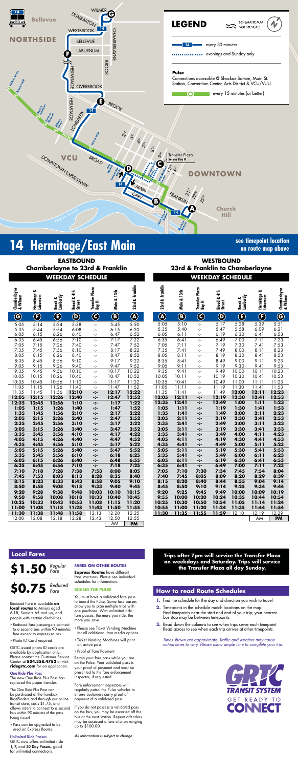# 14 Hermitage/East Main

**see timepoint location on route map above**

**LEGEND** — SCHEMATIC MAP NOT TO SCALE

- 14 — every 30 minutes
- ······ evenings and Sunday only

**Pulse**
Connections accessible @ Shockoe Bottom, Main St. Station, Convention Center, Arts District & VCU/VUU

- every 15 minutes (or better)

Transfer Plaza Serves Bay H

## EASTBOUND
### Chamberlayne to 23rd & Franklin
### WEEKDAY SCHEDULE

| Chamberlayne & Wilmer (G) | Hermitage & Laburnum (F) | Brook & Lombardy (E) | Broad & 4th Street (D) | Transfer Plaza Bay H (C) | Main & 13th (B) | 23rd & Franklin (A) |
|---|---|---|---|---|---|---|
| 5:05 | 5:14 | 5:24 | 5:38 | -:- | 5:45 | 5:50 |
| 5:35 | 5:44 | 5:54 | 6:08 | -:- | 6:15 | 6:20 |
| 6:05 | 6:15 | 6:26 | 6:40 | -:- | 6:47 | 6:52 |
| 6:35 | 6:45 | 6:56 | 7:10 | -:- | 7:17 | 7:22 |
| 7:05 | 7:15 | 7:26 | 7:40 | -:- | 7:47 | 7:52 |
| 7:35 | 7:45 | 7:56 | 8:10 | -:- | 8:17 | 8:22 |
| 8:05 | 8:15 | 8:26 | 8:40 | -:- | 8:47 | 8:52 |
| 8:35 | 8:45 | 8:56 | 9:10 | -:- | 9:17 | 9:22 |
| 9:05 | 9:15 | 9:26 | 9:40 | -:- | 9:47 | 9:52 |
| 9:35 | 9:45 | 9:56 | 10:10 | -:- | 10:17 | 10:22 |
| 10:05 | 10:15 | 10:26 | 10:40 | -:- | 10:47 | 10:52 |
| 10:35 | 10:45 | 10:56 | 11:10 | -:- | 11:17 | 11:22 |
| 11:05 | 11:15 | 11:26 | 11:40 | -:- | 11:47 | 11:52 |
| 11:35 | 11:45 | 11:56 | **12:10** | -:- | **12:17** | **12:22** |
| **12:05** | **12:15** | **12:26** | **12:40** | -:- | **12:47** | **12:52** |
| **12:35** | **12:45** | **12:56** | **1:10** | -:- | **1:17** | **1:22** |
| **1:05** | **1:15** | **1:26** | **1:40** | -:- | **1:47** | **1:52** |
| **1:35** | **1:45** | **1:56** | **2:10** | -:- | **2:17** | **2:22** |
| **2:05** | **2:15** | **2:26** | **2:40** | -:- | **2:47** | **2:52** |
| **2:35** | **2:45** | **2:56** | **3:10** | -:- | **3:17** | **3:22** |
| **3:05** | **3:15** | **3:26** | **3:40** | -:- | **3:47** | **3:52** |
| **3:35** | **3:45** | **3:56** | **4:10** | -:- | **4:17** | **4:22** |
| **4:05** | **4:15** | **4:26** | **4:40** | -:- | **4:47** | **4:52** |
| **4:35** | **4:45** | **4:56** | **5:10** | -:- | **5:17** | **5:22** |
| **5:05** | **5:15** | **5:26** | **5:40** | -:- | **5:47** | **5:52** |
| **5:35** | **5:45** | **5:56** | **6:10** | -:- | **6:18** | **6:25** |
| **6:05** | **6:15** | **6:26** | **6:40** | -:- | **6:48** | **6:55** |
| **6:35** | **6:45** | **6:56** | **7:10** | -:- | **7:18** | **7:25** |
| **7:10** | **7:18** | **7:28** | **7:38** | **7:53** | **8:00** | **8:05** |
| **7:45** | **7:53** | **8:03** | **8:13** | **8:28** | **8:35** | **8:40** |
| **8:15** | **8:23** | **8:33** | **8:43** | **8:58** | **9:05** | **9:10** |
| **8:50** | **8:58** | **9:08** | **9:18** | **9:33** | **9:40** | **9:45** |
| **9:20** | **9:28** | **9:38** | **9:48** | **10:03** | **10:10** | **10:15** |
| **9:50** | **9:58** | **10:08** | **10:18** | **10:33** | **10:40** | **10:45** |
| **10:25** | **10:33** | **10:43** | **10:53** | **11:08** | **11:15** | **11:20** |
| **11:00** | **11:08** | **11:18** | **11:28** | **11:43** | **11:50** | **11:55** |
| **11:30** | **11:38** | **11:48** | **11:58** | 12:13 | 12:20 | 12:25 |
| 12:00 | 12:08 | 12:18 | 12:28 | 12:43 | 12:50 | 12:55 |
| | | | | | AM | **PM** |

## WESTBOUND
### 23rd & Franklin to Chamberlayne
### WEEKDAY SCHEDULE

| 23rd & Franklin (A) | Main & 13th (B) | Transfer Plaza Bay H (C) | Broad & 4th Street (D) | Brook & Lombardy (E) | Hermitage & Laburnum (F) | Chamberlayne & Wilmer (G) |
|---|---|---|---|---|---|---|
| 5:05 | 5:10 | -:- | 5:17 | 5:28 | 5:39 | 5:51 |
| 5:35 | 5:40 | -:- | 5:47 | 5:58 | 6:09 | 6:21 |
| 6:05 | 6:11 | -:- | 6:19 | 6:30 | 6:41 | 6:53 |
| 6:35 | 6:41 | -:- | 6:49 | 7:00 | 7:11 | 7:23 |
| 7:05 | 7:11 | -:- | 7:19 | 7:30 | 7:41 | 7:53 |
| 7:35 | 7:41 | -:- | 7:49 | 8:00 | 8:11 | 8:23 |
| 8:05 | 8:11 | -:- | 8:19 | 8:30 | 8:41 | 8:53 |
| 8:35 | 8:41 | -:- | 8:49 | 9:00 | 9:11 | 9:23 |
| 9:05 | 9:11 | -:- | 9:19 | 9:30 | 9:41 | 9:53 |
| 9:35 | 9:41 | -:- | 9:49 | 10:00 | 10:11 | 10:23 |
| 10:05 | 10:11 | -:- | 10:19 | 10:30 | 10:41 | 10:53 |
| 10:35 | 10:41 | -:- | 10:49 | 11:00 | 11:11 | 11:23 |
| 11:05 | 11:11 | -:- | 11:19 | 11:30 | 11:41 | 11:53 |
| 11:35 | 11:41 | -:- | 11:49 | **12:00** | **12:11** | **12:23** |
| **12:05** | **12:11** | -:- | **12:19** | **12:30** | **12:41** | **12:53** |
| **12:35** | **12:41** | -:- | **12:49** | **1:00** | **1:11** | **1:23** |
| **1:05** | **1:11** | -:- | **1:19** | **1:30** | **1:41** | **1:53** |
| **1:35** | **1:41** | -:- | **1:49** | **2:00** | **2:11** | **2:23** |
| **2:05** | **2:11** | -:- | **2:19** | **2:30** | **2:41** | **2:53** |
| **2:35** | **2:41** | -:- | **2:49** | **3:00** | **3:11** | **3:23** |
| **3:05** | **3:11** | -:- | **3:19** | **3:30** | **3:41** | **3:53** |
| **3:35** | **3:41** | -:- | **3:49** | **4:00** | **4:11** | **4:23** |
| **4:05** | **4:11** | -:- | **4:19** | **4:30** | **4:41** | **4:53** |
| **4:35** | **4:41** | -:- | **4:49** | **5:00** | **5:11** | **5:23** |
| **5:05** | **5:11** | -:- | **5:19** | **5:30** | **5:41** | **5:53** |
| **5:35** | **5:41** | -:- | **5:49** | **6:00** | **6:11** | **6:23** |
| **6:05** | **6:11** | -:- | **6:19** | **6:30** | **6:41** | **6:53** |
| **6:35** | **6:41** | -:- | **6:49** | **7:00** | **7:11** | **7:23** |
| **7:05** | **7:10** | **7:30** | **7:34** | **7:45** | **7:54** | **8:04** |
| **7:40** | **7:45** | **8:05** | **8:09** | **8:20** | **8:29** | **8:39** |
| **8:15** | **8:20** | **8:40** | **8:44** | **8:55** | **9:04** | **9:14** |
| **8:45** | **8:50** | **9:10** | **9:14** | **9:25** | **9:34** | **9:44** |
| **9:20** | **9:25** | **9:45** | **9:49** | **10:00** | **10:09** | **10:19** |
| **9:55** | **10:00** | **10:20** | **10:24** | **10:35** | **10:44** | **10:54** |
| **10:25** | **10:30** | **10:50** | **10:54** | **11:05** | **11:14** | **11:24** |
| **10:55** | **11:00** | **11:20** | **11:24** | **11:35** | **11:44** | **11:54** |
| **11:30** | **11:35** | **11:55** | **11:59** | 12:10 | 12:19 | 12:29 |
| | | | | | AM | **PM** |

## Local Fares

**$1.50** *Regular Fare*

**$0.75** *Reduced Fare*

Reduced Fare is available **on local routes** to Minors aged 6-18, Seniors 65 and up, and people with certain disabilities.

- Reduced fare passengers connect to a second bus within 90 minutes free except to express routes
- Photo ID Card required

GRTC-issued photo ID cards are available by application only. Please contact the Customer Service Center at **804.358.4782** or visit **ridegrtc.com** for an application.

**One Ride Plus Pass**
The new One Ride Plus Pass has replaced the paper transfer.

The One Ride Plus Pass can be purchased at the Farebox, RideFinders and through our online transit store, costs $1.75, and allows riders to connect to a second bus within 90 minutes of the pass being issued.

- Pass can be upgraded to be used on Express Routes.

**Unlimited Ride Passes**
GRTC now offers unlimited ride **1, 7,** and **30 Day Passes**, good for unlimited connections.

**FARES ON OTHER ROUTES**

**Express Routes** have different fare structures. Please see individual schedules for information.

**RIDING THE PULSE**

You must have a validated fare pass to board the Pulse. Some fare passes allow you to plan multiple trips with one purchase. With unlimited ride fare passes, the more you ride, the more you save.

- Please see Ticket Vending Machine for all additional fare media options.
- Ticket Vending Machines will print an active pass
- Proof of Fare Payment

Retain your fare pass while you are on the Pulse. Your validated pass is your proof of payment and must be presented to the fare enforcement inspector, if requested.

Fare enforcement inspectors will regularly patrol the Pulse vehicles to ensure customers carry proof of payment of a validated pass.

If you do not possess a validated pass on the bus, you may be escorted off the bus at the next station. Repeat offenders may be assessed a fare citation ranging up to $100.00.

*All information is subject to change.*

**Trips after 7pm will service the Transfer Plaza on weekdays and Saturday. Trips will service the Transfer Plaza all day Sunday.**

## How to read Route Schedules

1. Find the schedule for the day and direction you wish to travel.
2. Timepoints in the schedule match locations on the map. Find timepoints near the start and end of your trip; your nearest bus stop may be between timepoints.
3. Read down the columns to see when trips serve each timepoint. Read across to see when each trip arrives at other timepoints.

*Times shown are approximate. Traffic and weather may cause actual times to vary. Please allow ample time to complete your trip.*

GRTC TRANSIT SYSTEM — GET READY TO CONNECT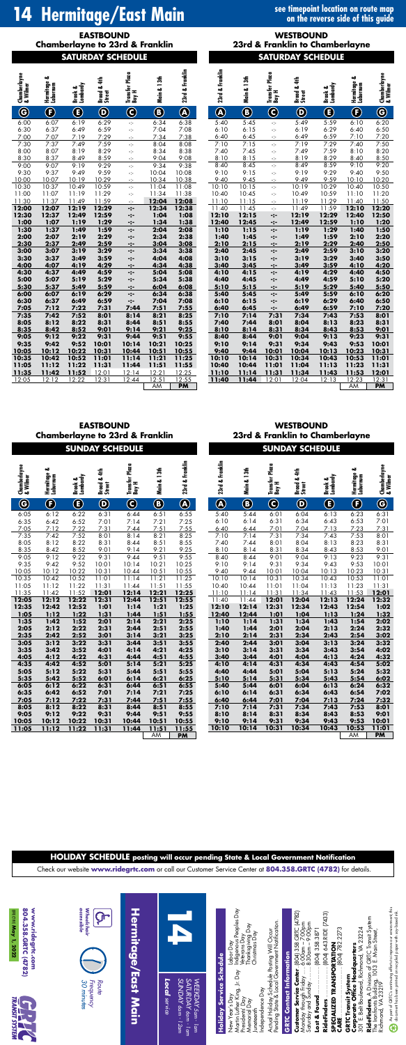# 14 Hermitage/East Main

see timepoint location on route map on the reverse side of this guide

## EASTBOUND
### Chamberlayne to 23rd & Franklin
### SATURDAY SCHEDULE

| Chamberlayne & Wilmer (G) | Hermitage & Laburnum (F) | Brook & Lombardy (E) | Broad & 4th Street (D) | Transfer Place Bay H (C) | Main & 13th (B) | 23rd & Franklin (A) |
|---|---|---|---|---|---|---|
| 6:00 | 6:07 | 6:19 | 6:29 | -:- | 6:34 | 6:38 |
| 6:30 | 6:37 | 6:49 | 6:59 | -:- | 7:04 | 7:08 |
| 7:00 | 7:07 | 7:19 | 7:29 | -:- | 7:34 | 7:38 |
| 7:30 | 7:37 | 7:49 | 7:59 | -:- | 8:04 | 8:08 |
| 8:00 | 8:07 | 8:19 | 8:29 | -:- | 8:34 | 8:38 |
| 8:30 | 8:37 | 8:49 | 8:59 | -:- | 9:04 | 9:08 |
| 9:00 | 9:07 | 9:19 | 9:29 | -:- | 9:34 | 9:38 |
| 9:30 | 9:37 | 9:49 | 9:59 | -:- | 10:04 | 10:08 |
| 10:00 | 10:07 | 10:19 | 10:29 | -:- | 10:34 | 10:38 |
| 10:30 | 10:37 | 10:49 | 10:59 | -:- | 11:04 | 11:08 |
| 11:00 | 11:07 | 11:19 | 11:29 | -:- | 11:34 | 11:38 |
| 11:30 | 11:37 | 11:49 | 11:59 | -:- | **12:04** | **12:08** |
| **12:00** | **12:07** | **12:19** | **12:29** | -:- | **12:34** | **12:38** |
| **12:30** | **12:37** | **12:49** | **12:59** | -:- | **1:04** | **1:08** |
| **1:00** | **1:07** | **1:19** | **1:29** | -:- | **1:34** | **1:38** |
| **1:30** | **1:37** | **1:49** | **1:59** | -:- | **2:04** | **2:08** |
| **2:00** | **2:07** | **2:19** | **2:29** | -:- | **2:34** | **2:38** |
| **2:30** | **2:37** | **2:49** | **2:59** | -:- | **3:04** | **3:08** |
| **3:00** | **3:07** | **3:19** | **3:29** | -:- | **3:34** | **3:38** |
| **3:30** | **3:37** | **3:49** | **3:59** | -:- | **4:04** | **4:08** |
| **4:00** | **4:07** | **4:19** | **4:29** | -:- | **4:34** | **4:38** |
| **4:30** | **4:37** | **4:49** | **4:59** | -:- | **5:04** | **5:08** |
| **5:00** | **5:07** | **5:19** | **5:29** | -:- | **5:34** | **5:38** |
| **5:30** | **5:37** | **5:49** | **5:59** | -:- | **6:04** | **6:08** |
| **6:00** | **6:07** | **6:19** | **6:29** | -:- | **6:34** | **6:38** |
| **6:30** | **6:37** | **6:49** | **6:59** | -:- | **7:04** | **7:08** |
| **7:05** | **7:12** | **7:22** | **7:31** | **7:44** | **7:51** | **7:55** |
| **7:35** | **7:42** | **7:52** | **8:01** | **8:14** | **8:21** | **8:25** |
| **8:05** | **8:12** | **8:22** | **8:31** | **8:44** | **8:51** | **8:55** |
| **8:35** | **8:42** | **8:52** | **9:01** | **9:14** | **9:21** | **9:25** |
| **9:05** | **9:12** | **9:22** | **9:31** | **9:44** | **9:51** | **9:55** |
| **9:35** | **9:42** | **9:52** | **10:01** | **10:14** | **10:21** | **10:25** |
| **10:05** | **10:12** | **10:22** | **10:31** | **10:44** | **10:51** | **10:55** |
| **10:35** | **10:42** | **10:52** | **11:01** | **11:14** | **11:21** | **11:25** |
| **11:05** | **11:12** | **11:22** | **11:31** | **11:44** | **11:51** | **11:55** |
| **11:35** | **11:42** | **11:52** | 12:01 | 12:14 | 12:21 | 12:25 |
| 12:05 | 12:12 | 12:22 | 12:31 | 12:44 | 12:51 | 12:55 |

AM **PM**

## WESTBOUND
### 23rd & Franklin to Chamberlayne
### SATURDAY SCHEDULE

| 23rd & Franklin (A) | Main & 13th (B) | Transfer Place Bay H (C) | Broad & 4th Street (D) | Brook & Lombardy (E) | Hermitage & Laburnum (F) | Chamberlayne & Wilmer (G) |
|---|---|---|---|---|---|---|
| 5:40 | 5:45 | -:- | 5:49 | 5:59 | 6:10 | 6:20 |
| 6:10 | 6:15 | -:- | 6:19 | 6:29 | 6:40 | 6:50 |
| 6:40 | 6:45 | -:- | 6:49 | 6:59 | 7:10 | 7:20 |
| 7:10 | 7:15 | -:- | 7:19 | 7:29 | 7:40 | 7:50 |
| 7:40 | 7:45 | -:- | 7:49 | 7:59 | 8:10 | 8:20 |
| 8:10 | 8:15 | -:- | 8:19 | 8:29 | 8:40 | 8:50 |
| 8:40 | 8:45 | -:- | 8:49 | 8:59 | 9:10 | 9:20 |
| 9:10 | 9:15 | -:- | 9:19 | 9:29 | 9:40 | 9:50 |
| 9:40 | 9:45 | -:- | 9:49 | 9:59 | 10:10 | 10:20 |
| 10:10 | 10:15 | -:- | 10:19 | 10:29 | 10:40 | 10:50 |
| 10:40 | 10:45 | -:- | 10:49 | 10:59 | 11:10 | 11:20 |
| 11:10 | 11:15 | -:- | 11:19 | 11:29 | 11:40 | 11:50 |
| 11:40 | 11:45 | -:- | 11:49 | 11:59 | **12:10** | **12:20** |
| **12:10** | **12:15** | -:- | **12:19** | **12:29** | **12:40** | **12:50** |
| **12:40** | **12:45** | -:- | **12:49** | **12:59** | **1:10** | **1:20** |
| **1:10** | **1:15** | -:- | **1:19** | **1:29** | **1:40** | **1:50** |
| **1:40** | **1:45** | -:- | **1:49** | **1:59** | **2:10** | **2:20** |
| **2:10** | **2:15** | -:- | **2:19** | **2:29** | **2:40** | **2:50** |
| **2:40** | **2:45** | -:- | **2:49** | **2:59** | **3:10** | **3:20** |
| **3:10** | **3:15** | -:- | **3:19** | **3:29** | **3:40** | **3:50** |
| **3:40** | **3:45** | -:- | **3:49** | **3:59** | **4:10** | **4:20** |
| **4:10** | **4:15** | -:- | **4:19** | **4:29** | **4:40** | **4:50** |
| **4:40** | **4:45** | -:- | **4:49** | **4:59** | **5:10** | **5:20** |
| **5:10** | **5:15** | -:- | **5:19** | **5:29** | **5:40** | **5:50** |
| **5:40** | **5:45** | -:- | **5:49** | **5:59** | **6:10** | **6:20** |
| **6:10** | **6:15** | -:- | **6:19** | **6:29** | **6:40** | **6:50** |
| **6:40** | **6:45** | -:- | **6:49** | **6:59** | **7:10** | **7:20** |
| **7:10** | **7:14** | **7:31** | **7:34** | **7:43** | **7:53** | **8:01** |
| **7:40** | **7:44** | **8:01** | **8:04** | **8:13** | **8:23** | **8:31** |
| **8:10** | **8:14** | **8:31** | **8:34** | **8:43** | **8:53** | **9:01** |
| **8:40** | **8:44** | **9:01** | **9:04** | **9:13** | **9:23** | **9:31** |
| **9:10** | **9:14** | **9:31** | **9:34** | **9:43** | **9:53** | **10:01** |
| **9:40** | **9:44** | **10:01** | **10:04** | **10:13** | **10:23** | **10:31** |
| **10:10** | **10:14** | **10:31** | **10:34** | **10:43** | **10:53** | **11:01** |
| **10:40** | **10:44** | **11:01** | **11:04** | **11:13** | **11:23** | **11:31** |
| **11:10** | **11:14** | **11:31** | **11:34** | **11:43** | **11:53** | **12:01** |
| **11:40** | **11:44** | 12:01 | 12:04 | 12:13 | 12:23 | 12:31 |

AM **PM**

## EASTBOUND
### Chamberlayne to 23rd & Franklin
### SUNDAY SCHEDULE

| Chamberlayne & Wilmer (G) | Hermitage & Laburnum (F) | Brook & Lombardy (E) | Broad & 4th Street (D) | Transfer Place Bay H (C) | Main & 13th (B) | 23rd & Franklin (A) |
|---|---|---|---|---|---|---|
| 6:05 | 6:12 | 6:22 | 6:31 | 6:44 | 6:51 | 6:55 |
| 6:35 | 6:42 | 6:52 | 7:01 | 7:14 | 7:21 | 7:25 |
| 7:05 | 7:12 | 7:22 | 7:31 | 7:44 | 7:51 | 7:55 |
| 7:35 | 7:42 | 7:52 | 8:01 | 8:14 | 8:21 | 8:25 |
| 8:05 | 8:12 | 8:22 | 8:31 | 8:44 | 8:51 | 8:55 |
| 8:35 | 8:42 | 8:52 | 9:01 | 9:14 | 9:21 | 9:25 |
| 9:05 | 9:12 | 9:22 | 9:31 | 9:44 | 9:51 | 9:55 |
| 9:35 | 9:42 | 9:52 | 10:01 | 10:14 | 10:21 | 10:25 |
| 10:05 | 10:12 | 10:22 | 10:31 | 10:44 | 10:51 | 10:55 |
| 10:35 | 10:42 | 10:52 | 11:01 | 11:14 | 11:21 | 11:25 |
| 11:05 | 11:12 | 11:22 | 11:31 | 11:44 | 11:51 | 11:55 |
| 11:35 | 11:42 | 11:52 | **12:01** | **12:14** | **12:21** | **12:25** |
| **12:05** | **12:12** | **12:22** | **12:31** | **12:44** | **12:51** | **12:55** |
| **12:35** | **12:42** | **12:52** | **1:01** | **1:14** | **1:21** | **1:25** |
| **1:05** | **1:12** | **1:22** | **1:31** | **1:44** | **1:51** | **1:55** |
| **1:35** | **1:42** | **1:52** | **2:01** | **2:14** | **2:21** | **2:25** |
| **2:05** | **2:12** | **2:22** | **2:31** | **2:44** | **2:51** | **2:55** |
| **2:35** | **2:42** | **2:52** | **3:01** | **3:14** | **3:21** | **3:25** |
| **3:05** | **3:12** | **3:22** | **3:31** | **3:44** | **3:51** | **3:55** |
| **3:35** | **3:42** | **3:52** | **4:01** | **4:14** | **4:21** | **4:25** |
| **4:05** | **4:12** | **4:22** | **4:31** | **4:44** | **4:51** | **4:55** |
| **4:35** | **4:42** | **4:52** | **5:01** | **5:14** | **5:21** | **5:25** |
| **5:05** | **5:12** | **5:22** | **5:31** | **5:44** | **5:51** | **5:55** |
| **5:35** | **5:42** | **5:52** | **6:01** | **6:14** | **6:21** | **6:25** |
| **6:05** | **6:12** | **6:22** | **6:31** | **6:44** | **6:51** | **6:55** |
| **6:35** | **6:42** | **6:52** | **7:01** | **7:14** | **7:21** | **7:25** |
| **7:05** | **7:12** | **7:22** | **7:31** | **7:44** | **7:51** | **7:55** |
| **8:05** | **8:12** | **8:22** | **8:31** | **8:44** | **8:51** | **8:55** |
| **9:05** | **9:12** | **9:22** | **9:31** | **9:44** | **9:51** | **9:55** |
| **10:05** | **10:12** | **10:22** | **10:31** | **10:44** | **10:51** | **10:55** |
| **11:05** | **11:12** | **11:22** | **11:31** | **11:44** | **11:51** | **11:55** |

AM **PM**

## WESTBOUND
### 23rd & Franklin to Chamberlayne
### SUNDAY SCHEDULE

| 23rd & Franklin (A) | Main & 13th (B) | Transfer Place Bay H (C) | Broad & 4th Street (D) | Brook & Lombardy (E) | Hermitage & Laburnum (F) | Chamberlayne & Wilmer (G) |
|---|---|---|---|---|---|---|
| 5:40 | 5:44 | 6:01 | 6:04 | 6:13 | 6:23 | 6:31 |
| 6:10 | 6:14 | 6:31 | 6:34 | 6:43 | 6:53 | 7:01 |
| 6:40 | 6:44 | 7:01 | 7:04 | 7:13 | 7:23 | 7:31 |
| 7:10 | 7:14 | 7:31 | 7:34 | 7:43 | 7:53 | 8:01 |
| 7:40 | 7:44 | 8:01 | 8:04 | 8:13 | 8:23 | 8:31 |
| 8:10 | 8:14 | 8:31 | 8:34 | 8:43 | 8:53 | 9:01 |
| 8:40 | 8:44 | 9:01 | 9:04 | 9:13 | 9:23 | 9:31 |
| 9:10 | 9:14 | 9:31 | 9:34 | 9:43 | 9:53 | 10:01 |
| 9:40 | 9:44 | 10:01 | 10:04 | 10:13 | 10:23 | 10:31 |
| 10:10 | 10:14 | 10:31 | 10:34 | 10:43 | 10:53 | 11:01 |
| 10:40 | 10:44 | 11:01 | 11:04 | 11:13 | 11:23 | 11:31 |
| 11:10 | 11:14 | 11:31 | 11:34 | 11:43 | 11:53 | **12:01** |
| 11:40 | 11:44 | **12:01** | **12:04** | **12:13** | **12:24** | **12:32** |
| **12:10** | **12:14** | **12:31** | **12:34** | **12:43** | **12:54** | **1:02** |
| **12:40** | **12:44** | **1:01** | **1:04** | **1:13** | **1:24** | **1:32** |
| **1:10** | **1:14** | **1:31** | **1:34** | **1:43** | **1:54** | **2:02** |
| **1:40** | **1:44** | **2:01** | **2:04** | **2:13** | **2:24** | **2:32** |
| **2:10** | **2:14** | **2:31** | **2:34** | **2:43** | **2:54** | **3:02** |
| **2:40** | **2:44** | **3:01** | **3:04** | **3:13** | **3:24** | **3:32** |
| **3:10** | **3:14** | **3:31** | **3:34** | **3:43** | **3:54** | **4:02** |
| **3:40** | **3:44** | **4:01** | **4:04** | **4:13** | **4:24** | **4:32** |
| **4:10** | **4:14** | **4:31** | **4:34** | **4:43** | **4:54** | **5:02** |
| **4:40** | **4:44** | **5:01** | **5:04** | **5:13** | **5:24** | **5:32** |
| **5:10** | **5:14** | **5:31** | **5:34** | **5:43** | **5:54** | **6:02** |
| **5:40** | **5:44** | **6:01** | **6:04** | **6:13** | **6:24** | **6:32** |
| **6:10** | **6:14** | **6:31** | **6:34** | **6:43** | **6:54** | **7:02** |
| **6:40** | **6:44** | **7:01** | **7:04** | **7:13** | **7:24** | **7:32** |
| **7:10** | **7:14** | **7:31** | **7:34** | **7:43** | **7:53** | **8:01** |
| **8:10** | **8:14** | **8:31** | **8:34** | **8:43** | **8:53** | **9:01** |
| **9:10** | **9:14** | **9:31** | **9:34** | **9:43** | **9:53** | **10:01** |
| **10:10** | **10:14** | **10:31** | **10:34** | **10:43** | **10:53** | **11:01** |

AM **PM**

**HOLIDAY SCHEDULE posting will occur pending State & Local Government Notification**

Check our website **www.ridegrtc.com** or call our Customer Service Center at **804.358.GRTC (4782)** for details.

**Holiday Service Schedule**

New Year's Day
Martin Luther King, Jr. Day
President's Day
Memorial Day
Juneteenth
Independence Day
Labor Day
Indigenous Peoples Day
Veterans Day
Thanksgiving Day
Christmas Day

Actual Holiday Schedule Posting Will Occur Pending State & Local Government Notification.

**GRTC Contact Information**

**Customer Service Center** (804) 358.GRTC (4782)
Monday through Friday ............ 6:00am – 9:00pm
Saturday and Sunday ................ 8:30am – 9:00pm

**Lost & Found** ..................... (804) 358.3871

**RideFinders** .............. (804) 643.RIDE (7433)

**SPECIALIZED TRANSPORTATION**
**CARE** ........................... (804) 782.2273

**GRTC Transit System**
**Corporate Office Headquarters**
301 East Belt Boulevard, Richmond, VA 23224

**RideFinders**, A Division of GRTC Transit System
The Ironfronts Building, 1013 E. Main Street,
Richmond, VA 23219

As part of GRTC's continuing effort to improve our environment this document has been printed on recycled paper with soy based ink.

# 14
## Hermitage/East Main

**Local** service

WEEKDAY 5am – 1am
SATURDAY 6am – 1am
SUNDAY 6am – 12am

Wheelchair accessible

Route Frequency 30 minutes

www.ridegrtc.com
804.358.GRTC (4782)

EFFECTIVE **May 1, 2022**

GRTC TRANSIT SYSTEM